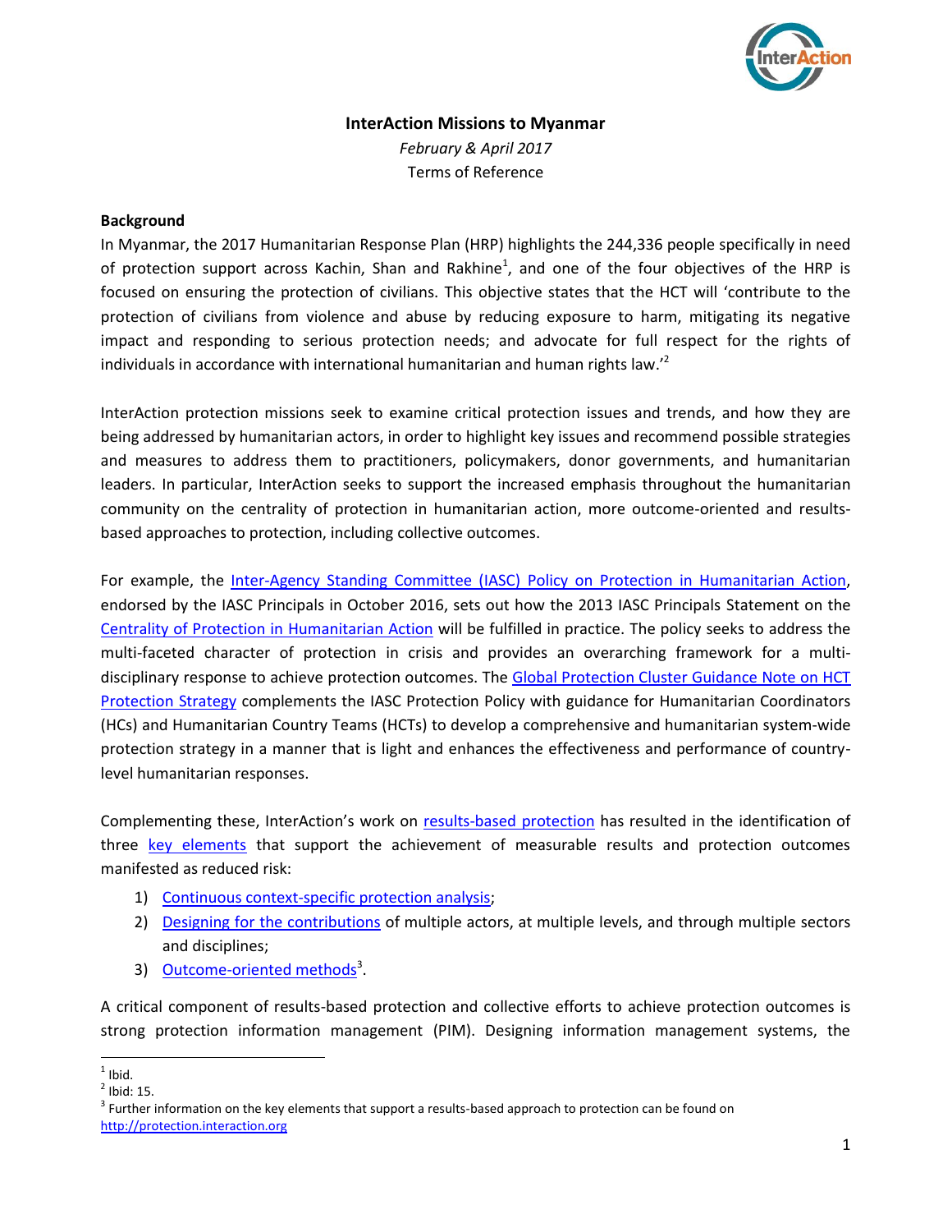# InterAction Missions to Myanmar

*February & April 2017*

Terms of Reference

**Background**

In Myanmar, the 2017 Humanitarian Response Plan (HRP) highlights the 244,336 people specifically in need of protection support across Kachin, Shan and Rakhine[1], and one of the four objectives of the HRP is focused on ensuring the protection of civilians. This objective states that the HCT will 'contribute to the protection of civilians from violence and abuse by reducing exposure to harm, mitigating its negative impact and responding to serious protection needs; and advocate for full respect for the rights of individuals in accordance with international humanitarian and human rights law.'[2]

InterAction protection missions seek to examine critical protection issues and trends, and how they are being addressed by humanitarian actors, in order to highlight key issues and recommend possible strategies and measures to address them to practitioners, policymakers, donor governments, and humanitarian leaders. In particular, InterAction seeks to support the increased emphasis throughout the humanitarian community on the centrality of protection in humanitarian action, more outcome-oriented and results-based approaches to protection, including collective outcomes.

For example, the Inter-Agency Standing Committee (IASC) Policy on Protection in Humanitarian Action, endorsed by the IASC Principals in October 2016, sets out how the 2013 IASC Principals Statement on the Centrality of Protection in Humanitarian Action will be fulfilled in practice. The policy seeks to address the multi-faceted character of protection in crisis and provides an overarching framework for a multi-disciplinary response to achieve protection outcomes. The Global Protection Cluster Guidance Note on HCT Protection Strategy complements the IASC Protection Policy with guidance for Humanitarian Coordinators (HCs) and Humanitarian Country Teams (HCTs) to develop a comprehensive and humanitarian system-wide protection strategy in a manner that is light and enhances the effectiveness and performance of country-level humanitarian responses.

Complementing these, InterAction's work on results-based protection has resulted in the identification of three key elements that support the achievement of measurable results and protection outcomes manifested as reduced risk:

1) Continuous context-specific protection analysis;
2) Designing for the contributions of multiple actors, at multiple levels, and through multiple sectors and disciplines;
3) Outcome-oriented methods[3].

A critical component of results-based protection and collective efforts to achieve protection outcomes is strong protection information management (PIM). Designing information management systems, the

---

[1] Ibid.

[2] Ibid: 15.

[3] Further information on the key elements that support a results-based approach to protection can be found on http://protection.interaction.org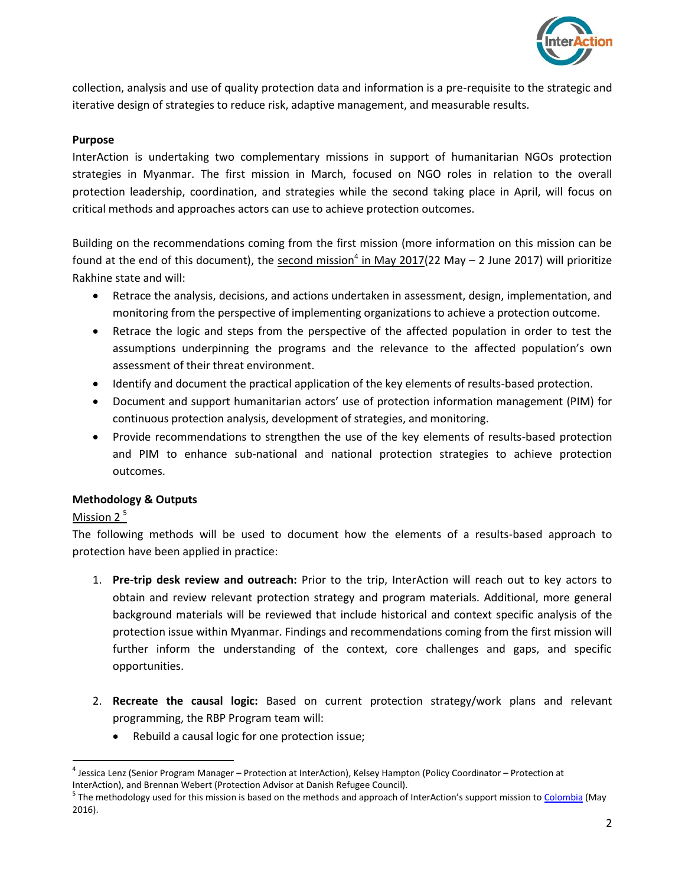collection, analysis and use of quality protection data and information is a pre-requisite to the strategic and iterative design of strategies to reduce risk, adaptive management, and measurable results.

**Purpose**

InterAction is undertaking two complementary missions in support of humanitarian NGOs protection strategies in Myanmar. The first mission in March, focused on NGO roles in relation to the overall protection leadership, coordination, and strategies while the second taking place in April, will focus on critical methods and approaches actors can use to achieve protection outcomes.

Building on the recommendations coming from the first mission (more information on this mission can be found at the end of this document), the second mission[4] in May 2017(22 May – 2 June 2017) will prioritize Rakhine state and will:

- Retrace the analysis, decisions, and actions undertaken in assessment, design, implementation, and monitoring from the perspective of implementing organizations to achieve a protection outcome.
- Retrace the logic and steps from the perspective of the affected population in order to test the assumptions underpinning the programs and the relevance to the affected population's own assessment of their threat environment.
- Identify and document the practical application of the key elements of results-based protection.
- Document and support humanitarian actors' use of protection information management (PIM) for continuous protection analysis, development of strategies, and monitoring.
- Provide recommendations to strengthen the use of the key elements of results-based protection and PIM to enhance sub-national and national protection strategies to achieve protection outcomes.

**Methodology & Outputs**

Mission 2 [5]

The following methods will be used to document how the elements of a results-based approach to protection have been applied in practice:

1. **Pre-trip desk review and outreach:** Prior to the trip, InterAction will reach out to key actors to obtain and review relevant protection strategy and program materials. Additional, more general background materials will be reviewed that include historical and context specific analysis of the protection issue within Myanmar. Findings and recommendations coming from the first mission will further inform the understanding of the context, core challenges and gaps, and specific opportunities.

2. **Recreate the causal logic:** Based on current protection strategy/work plans and relevant programming, the RBP Program team will:
   - Rebuild a causal logic for one protection issue;

[4] Jessica Lenz (Senior Program Manager – Protection at InterAction), Kelsey Hampton (Policy Coordinator – Protection at InterAction), and Brennan Webert (Protection Advisor at Danish Refugee Council).

[5] The methodology used for this mission is based on the methods and approach of InterAction's support mission to Colombia (May 2016).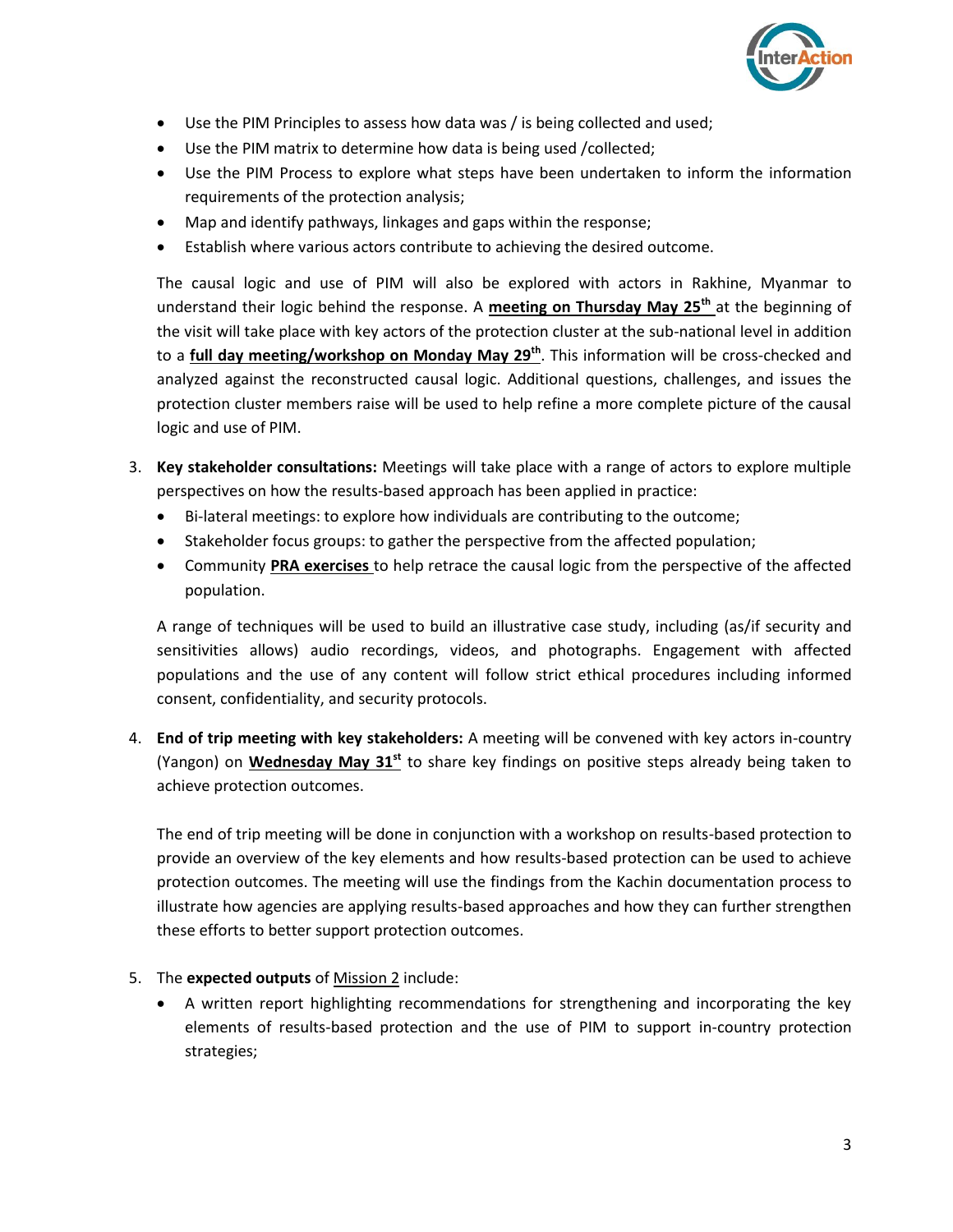- Use the PIM Principles to assess how data was / is being collected and used;
- Use the PIM matrix to determine how data is being used /collected;
- Use the PIM Process to explore what steps have been undertaken to inform the information requirements of the protection analysis;
- Map and identify pathways, linkages and gaps within the response;
- Establish where various actors contribute to achieving the desired outcome.

The causal logic and use of PIM will also be explored with actors in Rakhine, Myanmar to understand their logic behind the response. A **meeting on Thursday May 25th** at the beginning of the visit will take place with key actors of the protection cluster at the sub-national level in addition to a **full day meeting/workshop on Monday May 29th**. This information will be cross-checked and analyzed against the reconstructed causal logic. Additional questions, challenges, and issues the protection cluster members raise will be used to help refine a more complete picture of the causal logic and use of PIM.

3. **Key stakeholder consultations:** Meetings will take place with a range of actors to explore multiple perspectives on how the results-based approach has been applied in practice:
   - Bi-lateral meetings: to explore how individuals are contributing to the outcome;
   - Stakeholder focus groups: to gather the perspective from the affected population;
   - Community **PRA exercises** to help retrace the causal logic from the perspective of the affected population.

   A range of techniques will be used to build an illustrative case study, including (as/if security and sensitivities allows) audio recordings, videos, and photographs. Engagement with affected populations and the use of any content will follow strict ethical procedures including informed consent, confidentiality, and security protocols.

4. **End of trip meeting with key stakeholders:** A meeting will be convened with key actors in-country (Yangon) on **Wednesday May 31st** to share key findings on positive steps already being taken to achieve protection outcomes.

   The end of trip meeting will be done in conjunction with a workshop on results-based protection to provide an overview of the key elements and how results-based protection can be used to achieve protection outcomes. The meeting will use the findings from the Kachin documentation process to illustrate how agencies are applying results-based approaches and how they can further strengthen these efforts to better support protection outcomes.

5. The **expected outputs** of Mission 2 include:
   - A written report highlighting recommendations for strengthening and incorporating the key elements of results-based protection and the use of PIM to support in-country protection strategies;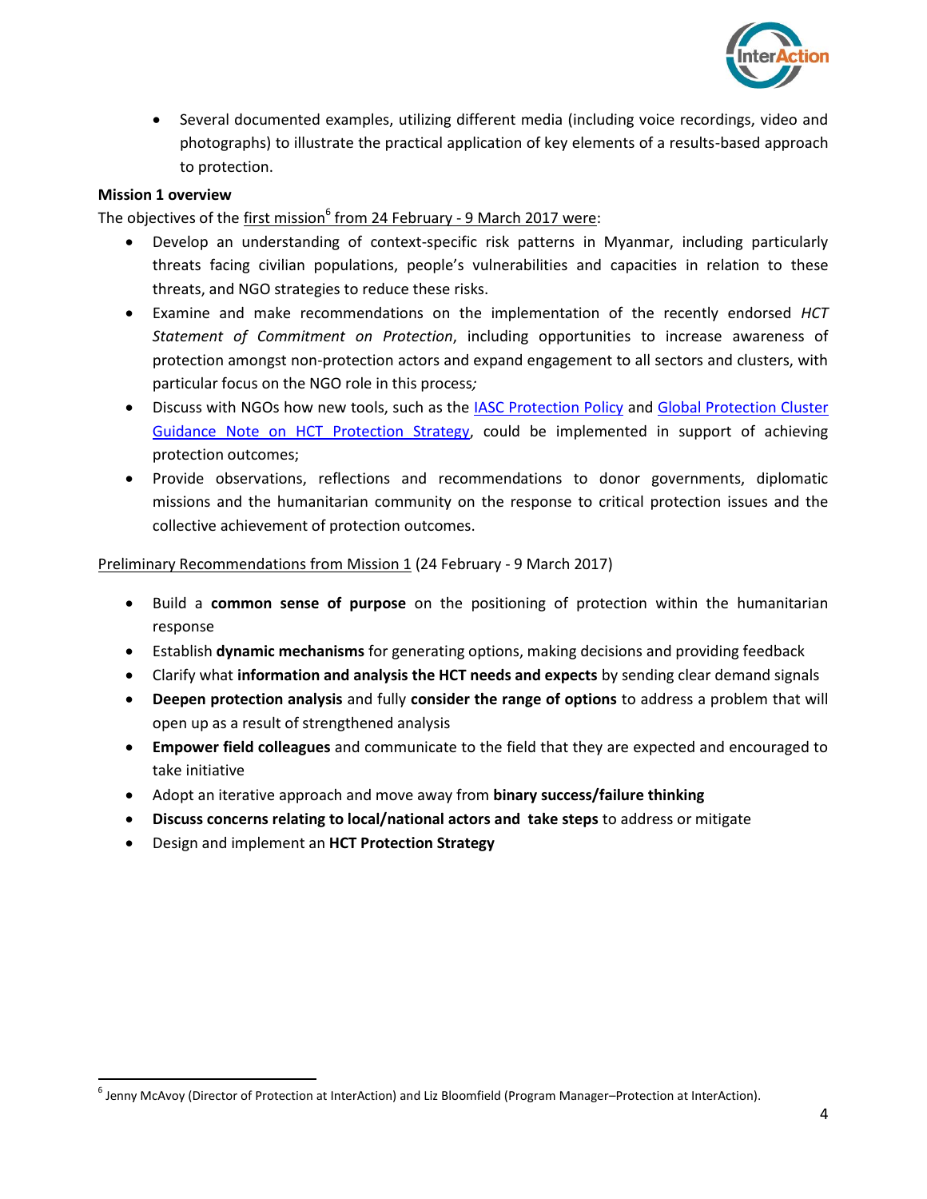- Several documented examples, utilizing different media (including voice recordings, video and photographs) to illustrate the practical application of key elements of a results-based approach to protection.

**Mission 1 overview**

The objectives of the first mission[6] from 24 February - 9 March 2017 were:

- Develop an understanding of context-specific risk patterns in Myanmar, including particularly threats facing civilian populations, people's vulnerabilities and capacities in relation to these threats, and NGO strategies to reduce these risks.
- Examine and make recommendations on the implementation of the recently endorsed *HCT Statement of Commitment on Protection*, including opportunities to increase awareness of protection amongst non-protection actors and expand engagement to all sectors and clusters, with particular focus on the NGO role in this process*;*
- Discuss with NGOs how new tools, such as the IASC Protection Policy and Global Protection Cluster Guidance Note on HCT Protection Strategy, could be implemented in support of achieving protection outcomes;
- Provide observations, reflections and recommendations to donor governments, diplomatic missions and the humanitarian community on the response to critical protection issues and the collective achievement of protection outcomes.

Preliminary Recommendations from Mission 1 (24 February - 9 March 2017)

- Build a **common sense of purpose** on the positioning of protection within the humanitarian response
- Establish **dynamic mechanisms** for generating options, making decisions and providing feedback
- Clarify what **information and analysis the HCT needs and expects** by sending clear demand signals
- **Deepen protection analysis** and fully **consider the range of options** to address a problem that will open up as a result of strengthened analysis
- **Empower field colleagues** and communicate to the field that they are expected and encouraged to take initiative
- Adopt an iterative approach and move away from **binary success/failure thinking**
- **Discuss concerns relating to local/national actors and take steps** to address or mitigate
- Design and implement an **HCT Protection Strategy**

[6] Jenny McAvoy (Director of Protection at InterAction) and Liz Bloomfield (Program Manager–Protection at InterAction).